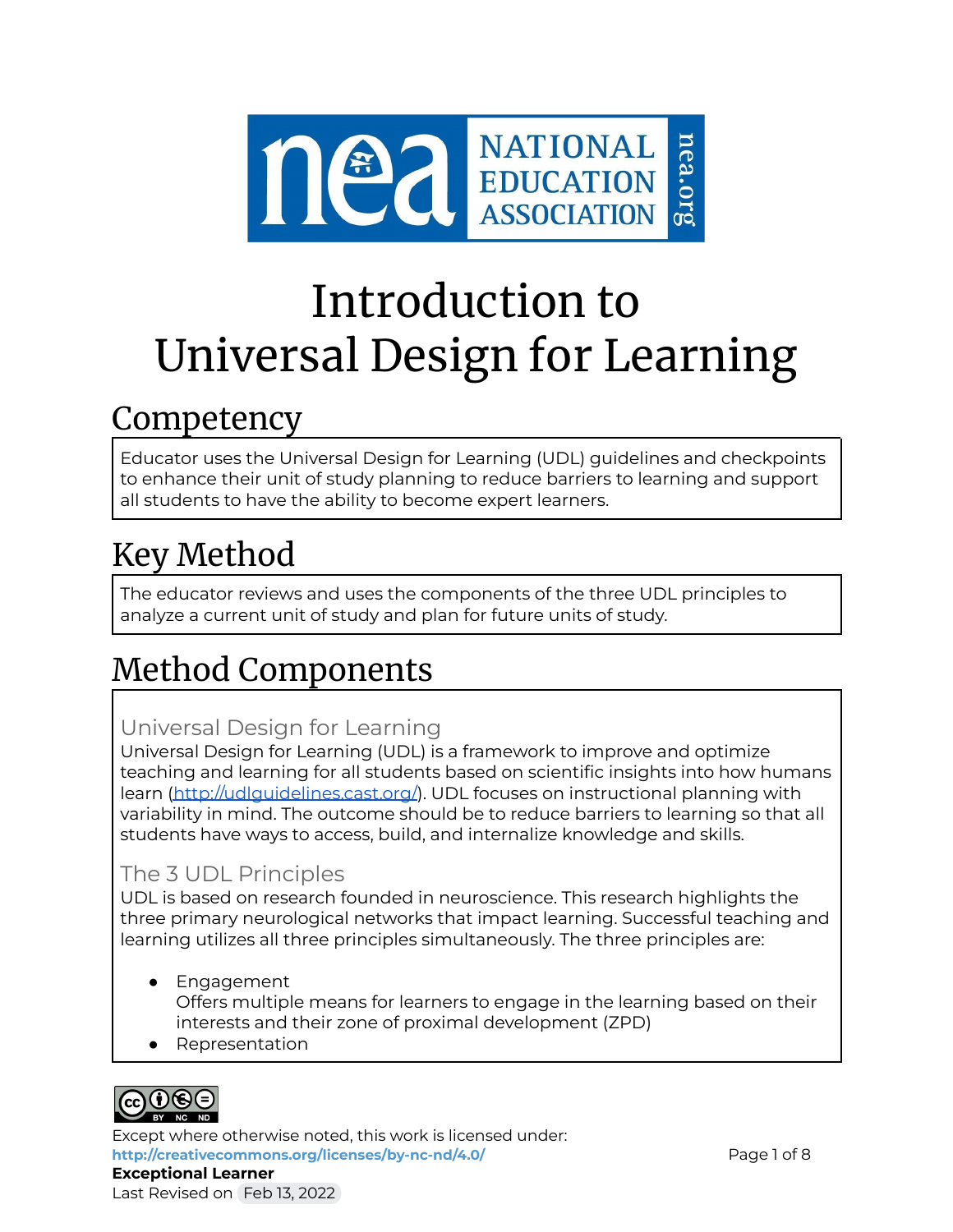# Introduction to Universal Design for Learning

## Competency

Educator uses the Universal Design for Learning (UDL) guidelines and checkpoints to enhance their unit of study planning to reduce barriers to learning and support all students to have the ability to become expert learners.

## Key Method

The educator reviews and uses the components of the three UDL principles to analyze a current unit of study and plan for future units of study.

## Method Components

### Universal Design for Learning

Universal Design for Learning (UDL) is a framework to improve and optimize teaching and learning for all students based on scientific insights into how humans learn (http://udlguidelines.cast.org/). UDL focuses on instructional planning with variability in mind. The outcome should be to reduce barriers to learning so that all students have ways to access, build, and internalize knowledge and skills.

### The 3 UDL Principles

UDL is based on research founded in neuroscience. This research highlights the three primary neurological networks that impact learning. Successful teaching and learning utilizes all three principles simultaneously. The three principles are:

- Engagement
  Offers multiple means for learners to engage in the learning based on their interests and their zone of proximal development (ZPD)
- Representation

Except where otherwise noted, this work is licensed under:
http://creativecommons.org/licenses/by-nc-nd/4.0/
**Exceptional Learner**
Last Revised on Feb 13, 2022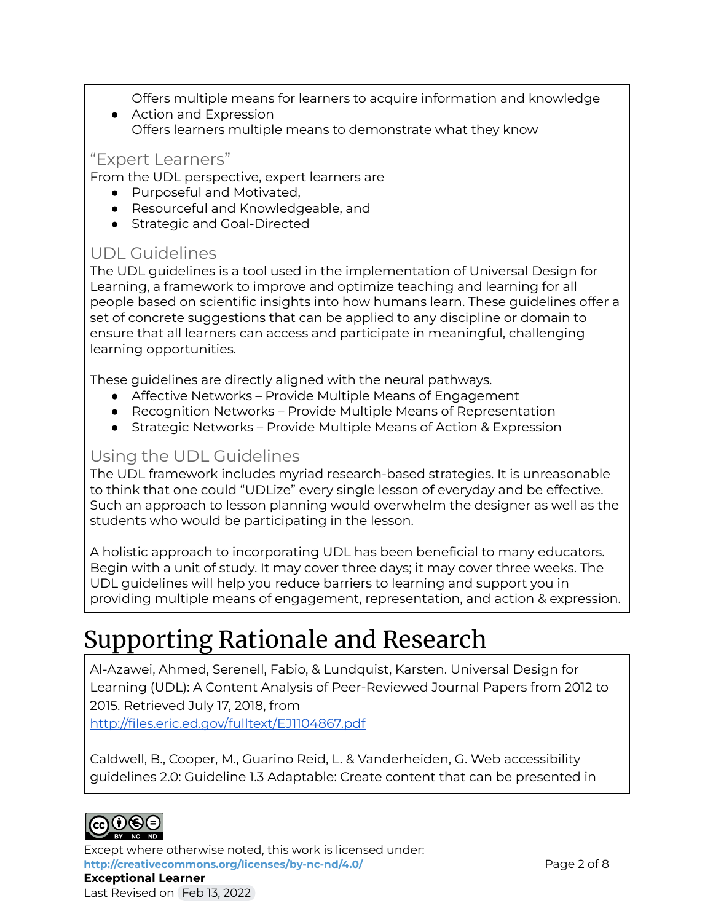Offers multiple means for learners to acquire information and knowledge

- Action and Expression
  Offers learners multiple means to demonstrate what they know

### "Expert Learners"

From the UDL perspective, expert learners are

- Purposeful and Motivated,
- Resourceful and Knowledgeable, and
- Strategic and Goal-Directed

### UDL Guidelines

The UDL guidelines is a tool used in the implementation of Universal Design for Learning, a framework to improve and optimize teaching and learning for all people based on scientific insights into how humans learn. These guidelines offer a set of concrete suggestions that can be applied to any discipline or domain to ensure that all learners can access and participate in meaningful, challenging learning opportunities.

These guidelines are directly aligned with the neural pathways.

- Affective Networks – Provide Multiple Means of Engagement
- Recognition Networks – Provide Multiple Means of Representation
- Strategic Networks – Provide Multiple Means of Action & Expression

### Using the UDL Guidelines

The UDL framework includes myriad research-based strategies. It is unreasonable to think that one could "UDLize" every single lesson of everyday and be effective. Such an approach to lesson planning would overwhelm the designer as well as the students who would be participating in the lesson.

A holistic approach to incorporating UDL has been beneficial to many educators. Begin with a unit of study. It may cover three days; it may cover three weeks. The UDL guidelines will help you reduce barriers to learning and support you in providing multiple means of engagement, representation, and action & expression.

# Supporting Rationale and Research

Al-Azawei, Ahmed, Serenell, Fabio, & Lundquist, Karsten. Universal Design for Learning (UDL): A Content Analysis of Peer-Reviewed Journal Papers from 2012 to 2015. Retrieved July 17, 2018, from http://files.eric.ed.gov/fulltext/EJ1104867.pdf

Caldwell, B., Cooper, M., Guarino Reid, L. & Vanderheiden, G. Web accessibility guidelines 2.0: Guideline 1.3 Adaptable: Create content that can be presented in

Except where otherwise noted, this work is licensed under:
http://creativecommons.org/licenses/by-nc-nd/4.0/
**Exceptional Learner**
Last Revised on Feb 13, 2022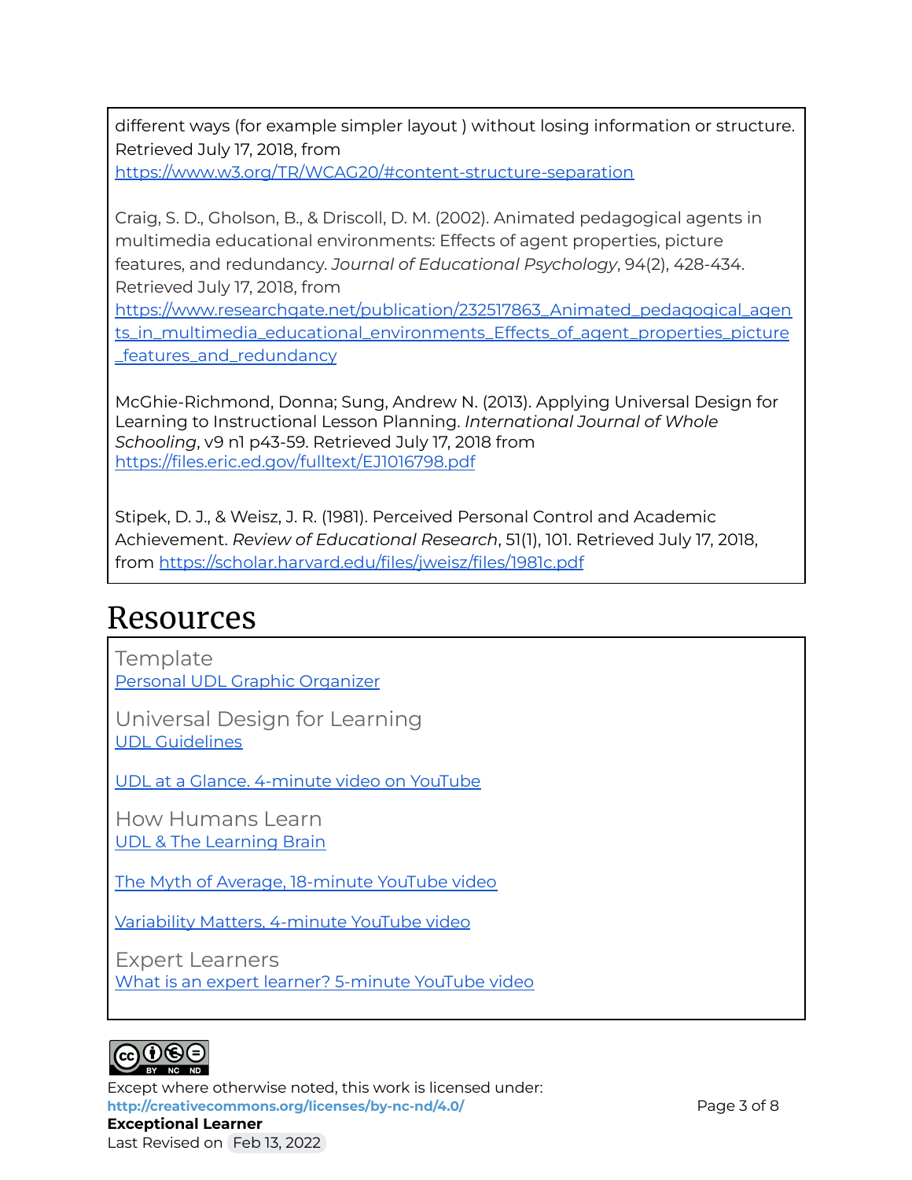different ways (for example simpler layout ) without losing information or structure. Retrieved July 17, 2018, from https://www.w3.org/TR/WCAG20/#content-structure-separation

Craig, S. D., Gholson, B., & Driscoll, D. M. (2002). Animated pedagogical agents in multimedia educational environments: Effects of agent properties, picture features, and redundancy. *Journal of Educational Psychology*, 94(2), 428-434. Retrieved July 17, 2018, from https://www.researchgate.net/publication/232517863_Animated_pedagogical_agents_in_multimedia_educational_environments_Effects_of_agent_properties_picture_features_and_redundancy

McGhie-Richmond, Donna; Sung, Andrew N. (2013). Applying Universal Design for Learning to Instructional Lesson Planning. *International Journal of Whole Schooling*, v9 n1 p43-59. Retrieved July 17, 2018 from https://files.eric.ed.gov/fulltext/EJ1016798.pdf

Stipek, D. J., & Weisz, J. R. (1981). Perceived Personal Control and Academic Achievement. *Review of Educational Research*, 51(1), 101. Retrieved July 17, 2018, from https://scholar.harvard.edu/files/jweisz/files/1981c.pdf

# Resources

### Template

Personal UDL Graphic Organizer

### Universal Design for Learning

UDL Guidelines

UDL at a Glance. 4-minute video on YouTube

### How Humans Learn

UDL & The Learning Brain

The Myth of Average, 18-minute YouTube video

Variability Matters, 4-minute YouTube video

### Expert Learners

What is an expert learner? 5-minute YouTube video

Except where otherwise noted, this work is licensed under:
**http://creativecommons.org/licenses/by-nc-nd/4.0/**
**Exceptional Learner**
Last Revised on Feb 13, 2022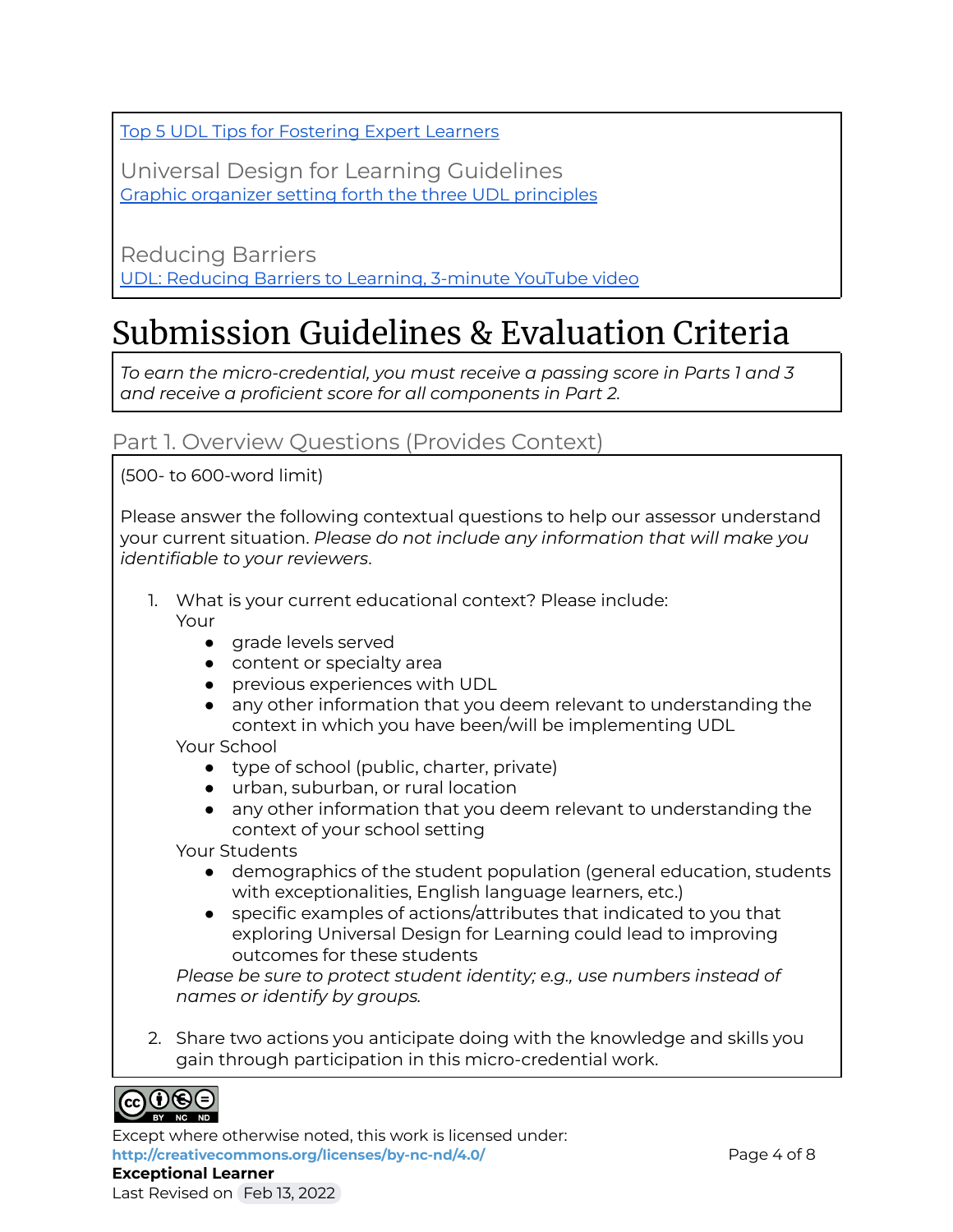Top 5 UDL Tips for Fostering Expert Learners

### Universal Design for Learning Guidelines

Graphic organizer setting forth the three UDL principles

### Reducing Barriers

UDL: Reducing Barriers to Learning, 3-minute YouTube video

# Submission Guidelines & Evaluation Criteria

*To earn the micro-credential, you must receive a passing score in Parts 1 and 3 and receive a proficient score for all components in Part 2.*

## Part 1. Overview Questions (Provides Context)

(500- to 600-word limit)

Please answer the following contextual questions to help our assessor understand your current situation. *Please do not include any information that will make you identifiable to your reviewers.*

1. What is your current educational context? Please include:
   Your
   - grade levels served
   - content or specialty area
   - previous experiences with UDL
   - any other information that you deem relevant to understanding the context in which you have been/will be implementing UDL

   Your School
   - type of school (public, charter, private)
   - urban, suburban, or rural location
   - any other information that you deem relevant to understanding the context of your school setting

   Your Students
   - demographics of the student population (general education, students with exceptionalities, English language learners, etc.)
   - specific examples of actions/attributes that indicated to you that exploring Universal Design for Learning could lead to improving outcomes for these students

   *Please be sure to protect student identity; e.g., use numbers instead of names or identify by groups.*

2. Share two actions you anticipate doing with the knowledge and skills you gain through participation in this micro-credential work.

Except where otherwise noted, this work is licensed under:
**http://creativecommons.org/licenses/by-nc-nd/4.0/**
**Exceptional Learner**
Last Revised on Feb 13, 2022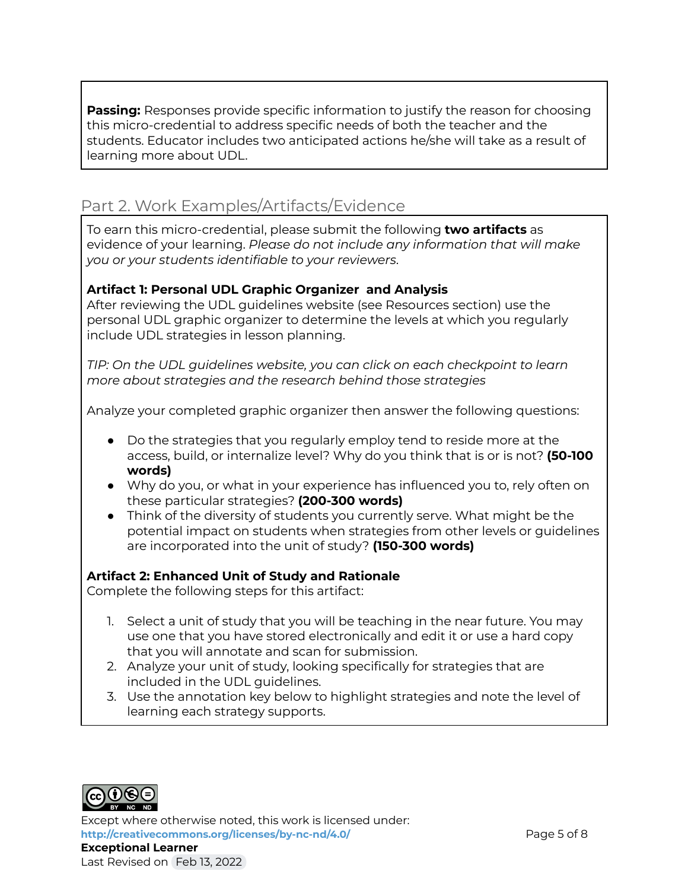**Passing:** Responses provide specific information to justify the reason for choosing this micro-credential to address specific needs of both the teacher and the students. Educator includes two anticipated actions he/she will take as a result of learning more about UDL.

## Part 2. Work Examples/Artifacts/Evidence

To earn this micro-credential, please submit the following **two artifacts** as evidence of your learning. *Please do not include any information that will make you or your students identifiable to your reviewers.*

**Artifact 1: Personal UDL Graphic Organizer and Analysis**
After reviewing the UDL guidelines website (see Resources section) use the personal UDL graphic organizer to determine the levels at which you regularly include UDL strategies in lesson planning.

*TIP: On the UDL guidelines website, you can click on each checkpoint to learn more about strategies and the research behind those strategies*

Analyze your completed graphic organizer then answer the following questions:

- Do the strategies that you regularly employ tend to reside more at the access, build, or internalize level? Why do you think that is or is not? **(50-100 words)**
- Why do you, or what in your experience has influenced you to, rely often on these particular strategies? **(200-300 words)**
- Think of the diversity of students you currently serve. What might be the potential impact on students when strategies from other levels or guidelines are incorporated into the unit of study? **(150-300 words)**

**Artifact 2: Enhanced Unit of Study and Rationale**
Complete the following steps for this artifact:

1. Select a unit of study that you will be teaching in the near future. You may use one that you have stored electronically and edit it or use a hard copy that you will annotate and scan for submission.
2. Analyze your unit of study, looking specifically for strategies that are included in the UDL guidelines.
3. Use the annotation key below to highlight strategies and note the level of learning each strategy supports.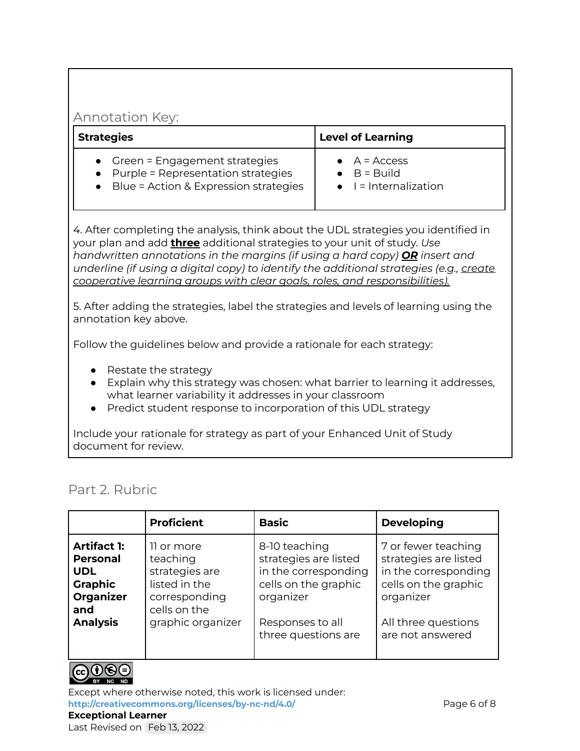Annotation Key:

| Strategies | Level of Learning |
| --- | --- |
| • Green = Engagement strategies<br>• Purple = Representation strategies<br>• Blue = Action & Expression strategies | • A = Access<br>• B = Build<br>• I = Internalization |

4. After completing the analysis, think about the UDL strategies you identified in your plan and add **three** additional strategies to your unit of study. *Use handwritten annotations in the margins (if using a hard copy)* ***OR*** *insert and underline (if using a digital copy) to identify the additional strategies (e.g., create cooperative learning groups with clear goals, roles, and responsibilities).*

5. After adding the strategies, label the strategies and levels of learning using the annotation key above.

Follow the guidelines below and provide a rationale for each strategy:

- Restate the strategy
- Explain why this strategy was chosen: what barrier to learning it addresses, what learner variability it addresses in your classroom
- Predict student response to incorporation of this UDL strategy

Include your rationale for strategy as part of your Enhanced Unit of Study document for review.

## Part 2. Rubric

| | Proficient | Basic | Developing |
| --- | --- | --- | --- |
| **Artifact 1: Personal UDL Graphic Organizer and Analysis** | 11 or more teaching strategies are listed in the corresponding cells on the graphic organizer | 8-10 teaching strategies are listed in the corresponding cells on the graphic organizer<br><br>Responses to all three questions are | 7 or fewer teaching strategies are listed in the corresponding cells on the graphic organizer<br><br>All three questions are not answered |

Except where otherwise noted, this work is licensed under: http://creativecommons.org/licenses/by-nc-nd/4.0/

**Exceptional Learner**

Last Revised on Feb 13, 2022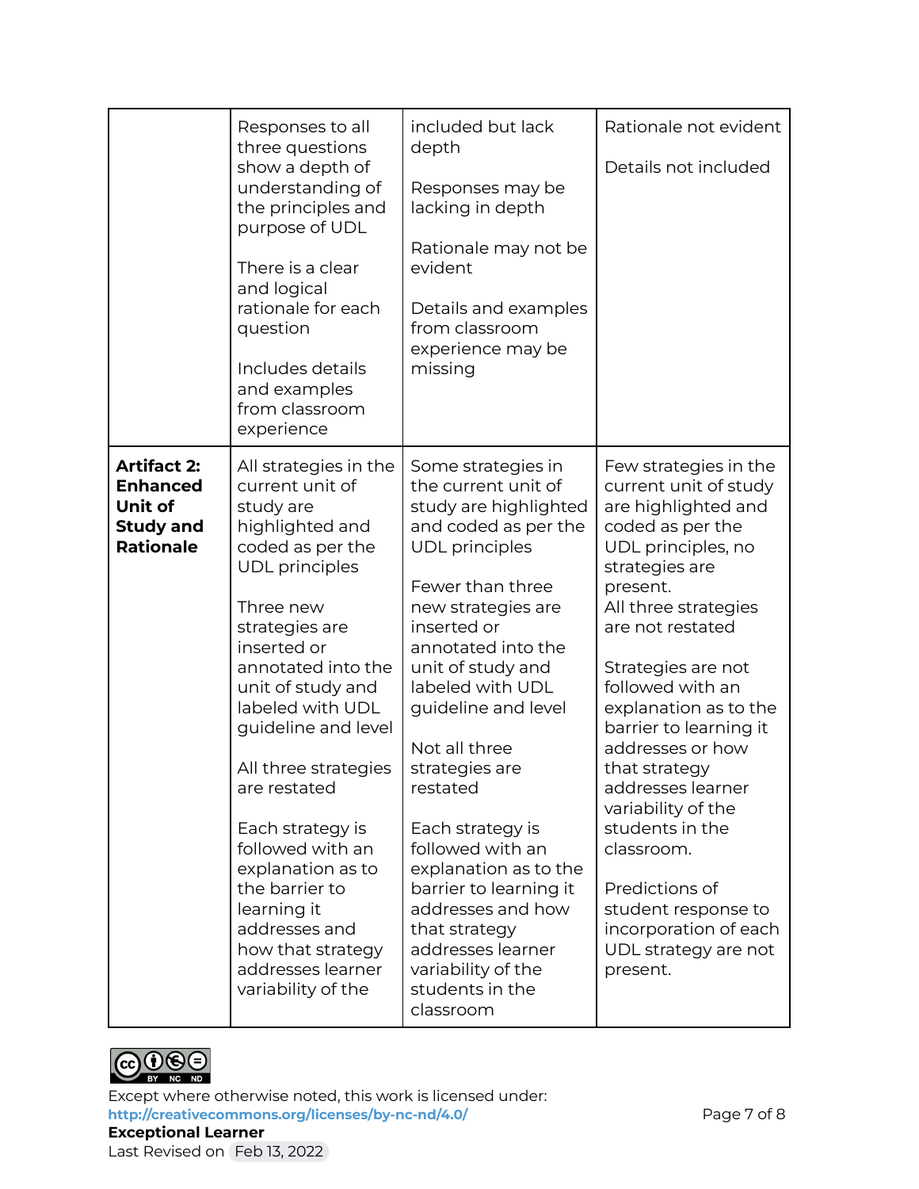| | | | |
|---|---|---|---|
| | Responses to all three questions show a depth of understanding of the principles and purpose of UDL<br><br>There is a clear and logical rationale for each question<br><br>Includes details and examples from classroom experience | included but lack depth<br><br>Responses may be lacking in depth<br><br>Rationale may not be evident<br><br>Details and examples from classroom experience may be missing | Rationale not evident<br><br>Details not included |
| **Artifact 2: Enhanced Unit of Study and Rationale** | All strategies in the current unit of study are highlighted and coded as per the UDL principles<br><br>Three new strategies are inserted or annotated into the unit of study and labeled with UDL guideline and level<br><br>All three strategies are restated<br><br>Each strategy is followed with an explanation as to the barrier to learning it addresses and how that strategy addresses learner variability of the | Some strategies in the current unit of study are highlighted and coded as per the UDL principles<br><br>Fewer than three new strategies are inserted or annotated into the unit of study and labeled with UDL guideline and level<br><br>Not all three strategies are restated<br><br>Each strategy is followed with an explanation as to the barrier to learning it addresses and how that strategy addresses learner variability of the students in the classroom | Few strategies in the current unit of study are highlighted and coded as per the UDL principles, no strategies are present.<br>All three strategies are not restated<br><br>Strategies are not followed with an explanation as to the barrier to learning it addresses or how that strategy addresses learner variability of the students in the classroom.<br><br>Predictions of student response to incorporation of each UDL strategy are not present. |

Except where otherwise noted, this work is licensed under:
**http://creativecommons.org/licenses/by-nc-nd/4.0/**
**Exceptional Learner**
Last Revised on Feb 13, 2022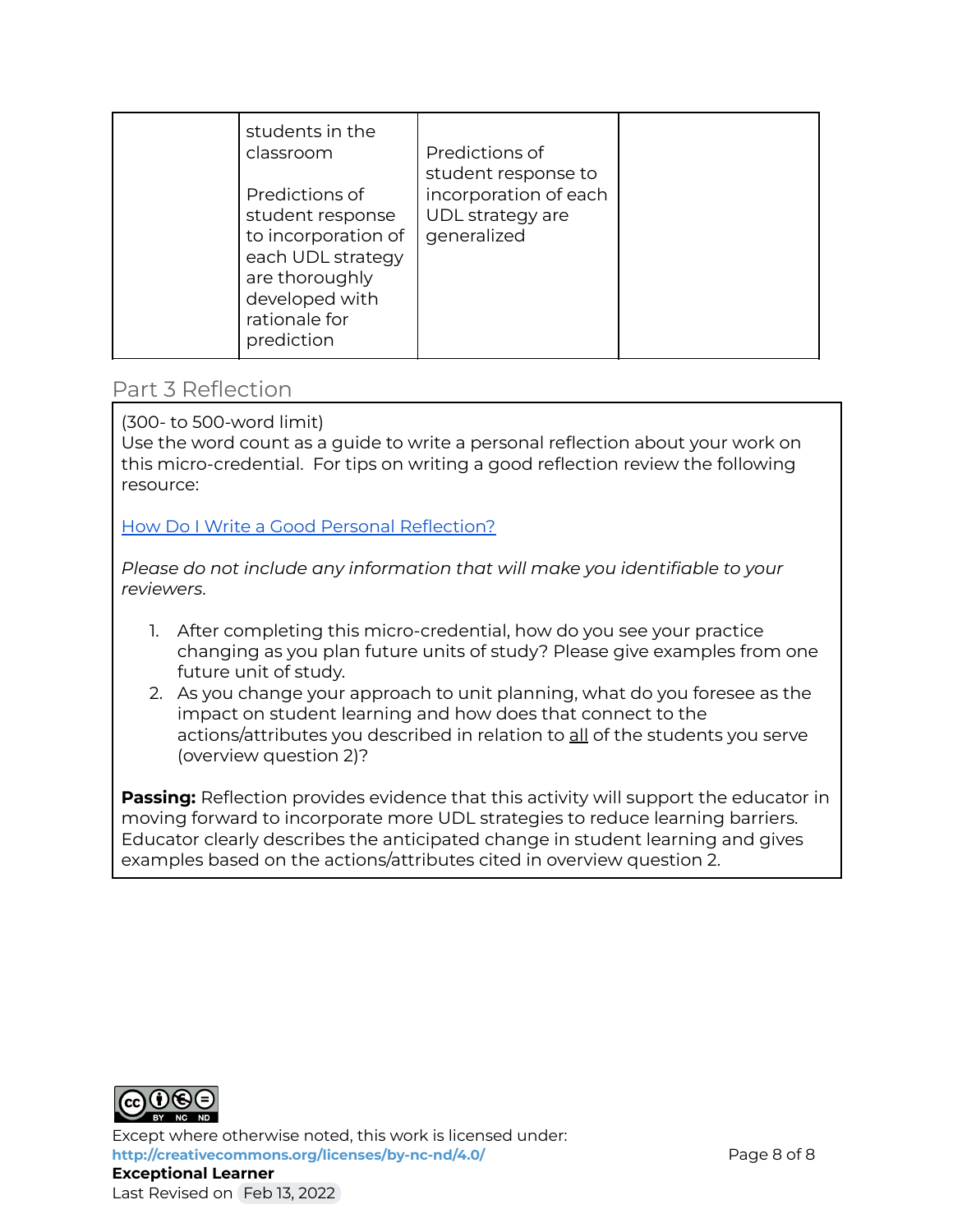| | | | |
|---|---|---|---|
| | students in the classroom<br><br>Predictions of student response to incorporation of each UDL strategy are thoroughly developed with rationale for prediction | Predictions of student response to incorporation of each UDL strategy are generalized | |

## Part 3 Reflection

(300- to 500-word limit)
Use the word count as a guide to write a personal reflection about your work on this micro-credential. For tips on writing a good reflection review the following resource:

How Do I Write a Good Personal Reflection?

*Please do not include any information that will make you identifiable to your reviewers.*

1. After completing this micro-credential, how do you see your practice changing as you plan future units of study? Please give examples from one future unit of study.
2. As you change your approach to unit planning, what do you foresee as the impact on student learning and how does that connect to the actions/attributes you described in relation to all of the students you serve (overview question 2)?

**Passing:** Reflection provides evidence that this activity will support the educator in moving forward to incorporate more UDL strategies to reduce learning barriers. Educator clearly describes the anticipated change in student learning and gives examples based on the actions/attributes cited in overview question 2.

Except where otherwise noted, this work is licensed under:
**http://creativecommons.org/licenses/by-nc-nd/4.0/**
**Exceptional Learner**
Last Revised on Feb 13, 2022